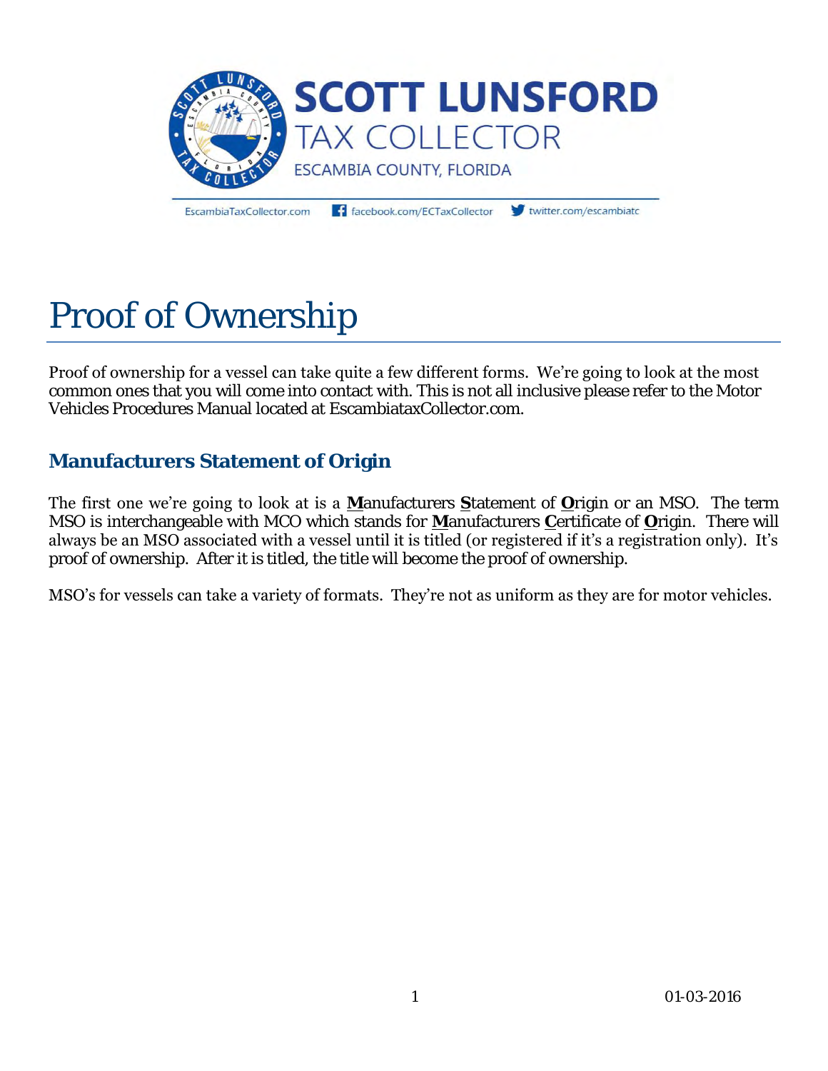# SCOTT LUNSFORD
## TAX COLLECTOR
ESCAMBIA COUNTY, FLORIDA

EscambiaTaxCollector.com | facebook.com/ECTaxCollector | twitter.com/escambiatc

# Proof of Ownership

Proof of ownership for a vessel can take quite a few different forms. We're going to look at the most common ones that you will come into contact with. This is not all inclusive please refer to the Motor Vehicles Procedures Manual located at EscambiataxCollector.com.

## Manufacturers Statement of Origin

The first one we're going to look at is a **M**anufacturers **S**tatement of **O**rigin or an MSO. The term MSO is interchangeable with MCO which stands for **M**anufacturers **C**ertificate of **O**rigin. There will always be an MSO associated with a vessel until it is titled (or registered if it's a registration only). It's proof of ownership. After it is titled, the title will become the proof of ownership.

MSO's for vessels can take a variety of formats. They're not as uniform as they are for motor vehicles.

01-03-2016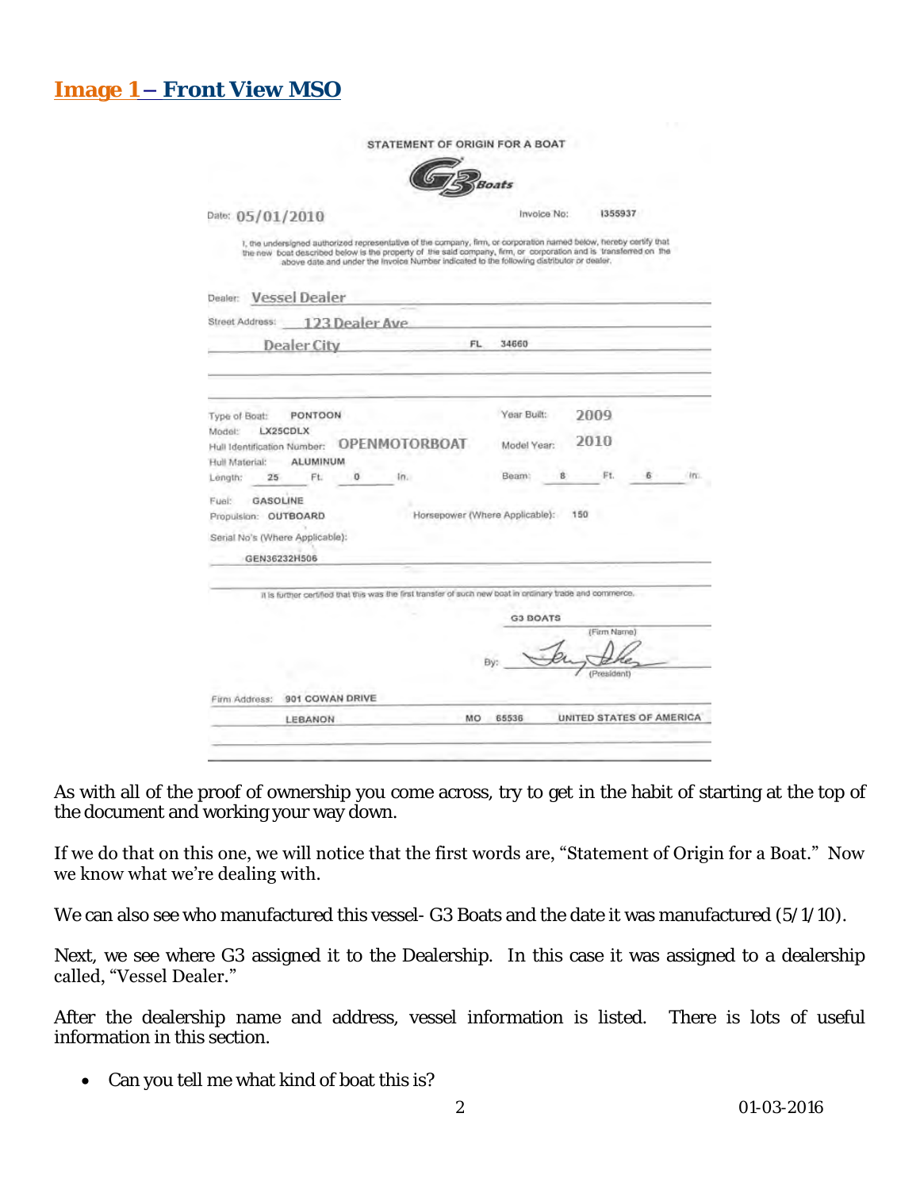## Image 1 – Front View MSO

STATEMENT OF ORIGIN FOR A BOAT

G3 Boats

Date: 05/01/2010 Invoice No: I355937

I, the undersigned authorized representative of the company, firm, or corporation named below, hereby certify that the new boat described below is the property of the said company, firm, or corporation and is transferred on the above date and under the Invoice Number indicated to the following distributor or dealer.

Dealer: Vessel Dealer

Street Address: 123 Dealer Ave

Dealer City FL 34660

Type of Boat: PONTOON Year Built: 2009

Model: LX25CDLX

Hull Identification Number: OPENMOTORBOAT Model Year: 2010

Hull Material: ALUMINUM

Length: 25 Ft. 0 In. Beam: 8 Ft. 6 In.

Fuel: GASOLINE

Propulsion: OUTBOARD Horsepower (Where Applicable): 150

Serial No's (Where Applicable):

GEN36232H506

It is further certified that this was the first transfer of such new boat in ordinary trade and commerce.

G3 BOATS
(Firm Name)

By: (President)

Firm Address: 901 COWAN DRIVE

LEBANON MO 65536 UNITED STATES OF AMERICA

As with all of the proof of ownership you come across, try to get in the habit of starting at the top of the document and working your way down.

If we do that on this one, we will notice that the first words are, "Statement of Origin for a Boat." Now we know what we're dealing with.

We can also see who manufactured this vessel- G3 Boats and the date it was manufactured (5/1/10).

Next, we see where G3 assigned it to the Dealership. In this case it was assigned to a dealership called, "Vessel Dealer."

After the dealership name and address, vessel information is listed. There is lots of useful information in this section.

- Can you tell me what kind of boat this is?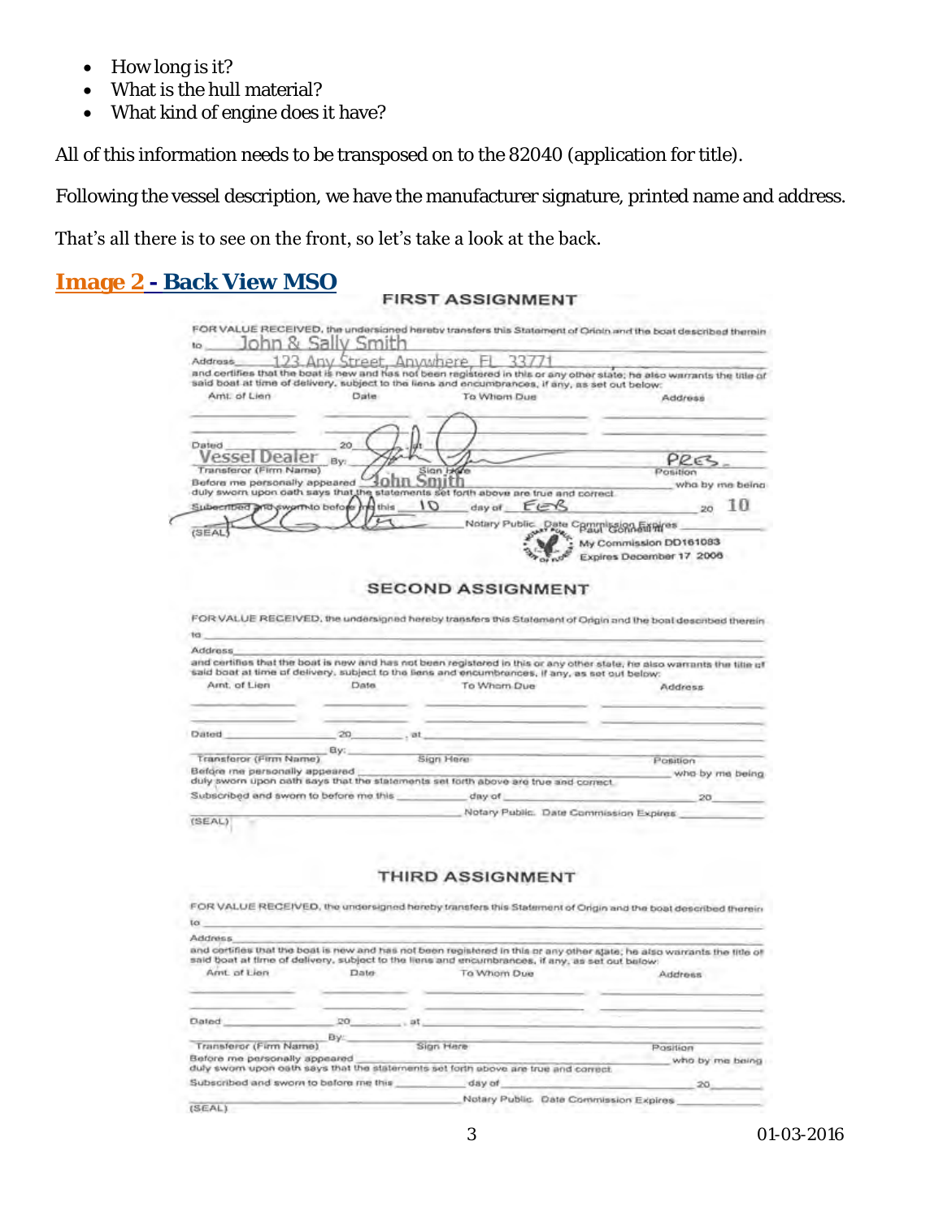- How long is it?
- What is the hull material?
- What kind of engine does it have?

All of this information needs to be transposed on to the 82040 (application for title).

Following the vessel description, we have the manufacturer signature, printed name and address.

That's all there is to see on the front, so let's take a look at the back.

## Image 2 - Back View MSO

### FIRST ASSIGNMENT

FOR VALUE RECEIVED, the undersigned hereby transfers this Statement of Origin and the boat described therein to John & Sally Smith

Address 123 Any Street, Anywhere, FL 33771

and certifies that the boat is new and has not been registered in this or any other state; he also warrants the title of said boat at time of delivery, subject to the liens and encumbrances, if any, as set out below:

| Amt. of Lien | Date | To Whom Due | Address |
| --- | --- | --- | --- |
| | | | |
| | | | |

Dated ______ 20____, at ______

Vessel Dealer By: ______ PRES.

Transferor (Firm Name) Sign Here Position

Before me personally appeared John Smith who by me being duly sworn upon oath says that the statements set forth above are true and correct.

Subscribed and sworn to before me this 10 day of FEB 20 10

______ Notary Public. Date Commission Expires ______

(SEAL) Paul Connell III My Commission DD161083 Expires December 17 2006

### SECOND ASSIGNMENT

FOR VALUE RECEIVED, the undersigned hereby transfers this Statement of Origin and the boat described therein to ______

Address ______

and certifies that the boat is new and has not been registered in this or any other state; he also warrants the title of said boat at time of delivery, subject to the liens and encumbrances, if any, as set out below:

| Amt. of Lien | Date | To Whom Due | Address |
| --- | --- | --- | --- |
| | | | |
| | | | |

Dated ______ 20____, at ______

______ By: ______ ______

Transferor (Firm Name) Sign Here Position

Before me personally appeared ______ who by me being duly sworn upon oath says that the statements set forth above are true and correct.

Subscribed and sworn to before me this ______ day of ______ 20____

______ Notary Public. Date Commission Expires ______

(SEAL)

### THIRD ASSIGNMENT

FOR VALUE RECEIVED, the undersigned hereby transfers this Statement of Origin and the boat described therein to ______

Address ______

and certifies that the boat is new and has not been registered in this or any other state; he also warrants the title of said boat at time of delivery, subject to the liens and encumbrances, if any, as set out below:

| Amt. of Lien | Date | To Whom Due | Address |
| --- | --- | --- | --- |
| | | | |
| | | | |

Dated ______ 20____, at ______

______ By: ______ ______

Transferor (Firm Name) Sign Here Position

Before me personally appeared ______ who by me being duly sworn upon oath says that the statements set forth above are true and correct.

Subscribed and sworn to before me this ______ day of ______ 20____

______ Notary Public. Date Commission Expires ______

(SEAL)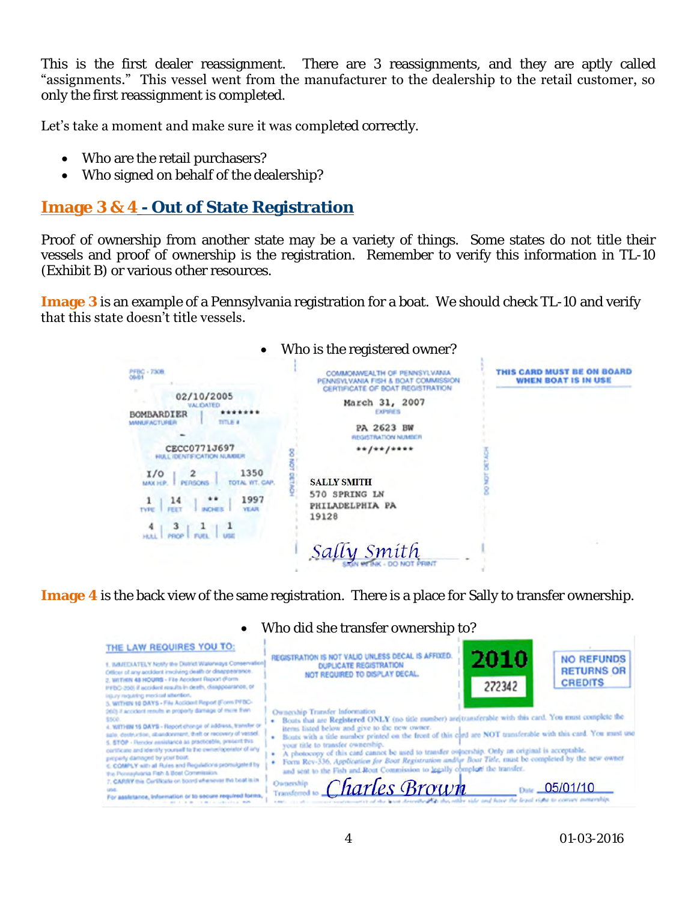This is the first dealer reassignment. There are 3 reassignments, and they are aptly called "assignments." This vessel went from the manufacturer to the dealership to the retail customer, so only the first reassignment is completed.

Let's take a moment and make sure it was completed correctly.

- Who are the retail purchasers?
- Who signed on behalf of the dealership?

## Image 3 & 4 - Out of State Registration

Proof of ownership from another state may be a variety of things. Some states do not title their vessels and proof of ownership is the registration. Remember to verify this information in TL-10 (Exhibit B) or various other resources.

**Image 3** is an example of a Pennsylvania registration for a boat. We should check TL-10 and verify that this state doesn't title vessels.

- Who is the registered owner?

PFBC - 730B 09-01

02/10/2005
VALIDATED

BOMBARDIER — MANUFACTURER
******* — TITLE #

CECC0771J697
HULL IDENTIFICATION NUMBER

| I/O | 2 | 1350 |
|---|---|---|
| MAX HP. | PERSONS | TOTAL WT. CAP. |

| 1 | 14 | ** | 1997 |
|---|---|---|---|
| TYPE | FEET | INCHES | YEAR |

| 4 | 3 | 1 | 1 |
|---|---|---|---|
| HULL | PROP | FUEL | USE |

DO NOT DETACH

COMMONWEALTH OF PENNSYLVANIA
PENNSYLVANIA FISH & BOAT COMMISSION
CERTIFICATE OF BOAT REGISTRATION

March 31, 2007
EXPIRES

PA 2623 BW
REGISTRATION NUMBER

\**/**/****

SALLY SMITH
570 SPRING LN
PHILADELPHIA PA
19128

*Sally Smith*
SIGN IN INK - DO NOT PRINT

DO NOT DETACH

THIS CARD MUST BE ON BOARD WHEN BOAT IS IN USE

**Image 4** is the back view of the same registration. There is a place for Sally to transfer ownership.

- Who did she transfer ownership to?

THE LAW REQUIRES YOU TO:

1. IMMEDIATELY Notify the District Waterways Conservation Officer of any accident involving death or disappearance.
2. WITHIN 48 HOURS - File Accident Report (Form PFBC-200) if accident results in death, disappearance, or injury requiring medical attention.
3. WITHIN 10 DAYS - File Accident Report (Form PFBC-260) if accident results in property damage of more than $500.
4. WITHIN 15 DAYS - Report change of address, transfer or sale, destruction, abandonment, theft or recovery of vessel.
5. STOP - Render assistance as practicable, present this certificate and identify yourself to the owner/operator of any property damaged by your boat.
6. COMPLY with all Rules and Regulations promulgated by the Pennsylvania Fish & Boat Commission.
7. CARRY this Certificate on board whenever the boat is in use.

For assistance, information or to secure required forms,

REGISTRATION IS NOT VALID UNLESS DECAL IS AFFIXED.
DUPLICATE REGISTRATION
NOT REQUIRED TO DISPLAY DECAL.

2010
272342

NO REFUNDS RETURNS OR CREDITS

Ownership Transfer Information

- Boats that are Registered ONLY (no title number) are transferable with this card. You must complete the items listed below and give to the new owner.
- Boats with a title number printed on the front of this card are NOT transferable with this card. You must use your title to transfer ownership.
- A photocopy of this card cannot be used to transfer ownership. Only an original is acceptable.
- Form Rev-336, *Application for Boat Registration and/or Boat Title*, must be completed by the new owner and sent to the Fish and Boat Commission to legally complete the transfer.

Ownership Transferred to *Charles Brown* Date 05/01/10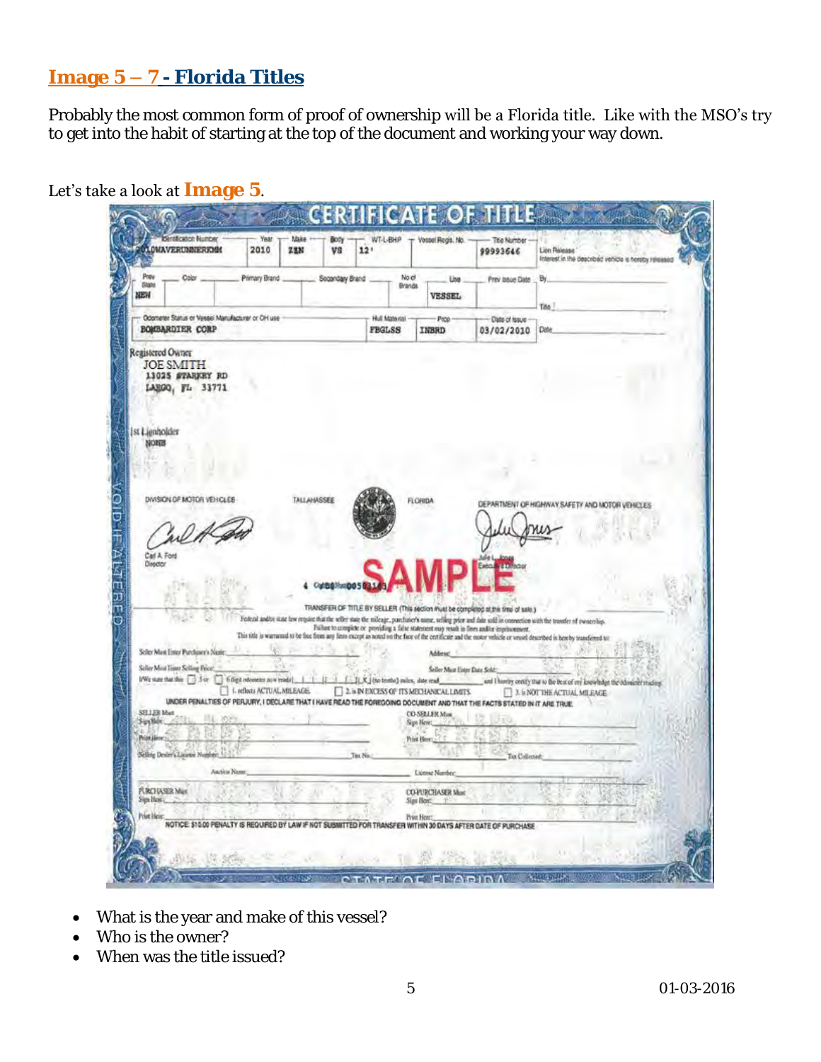## Image 5 – 7 - Florida Titles

Probably the most common form of proof of ownership will be a Florida title. Like with the MSO's try to get into the habit of starting at the top of the document and working your way down.

Let's take a look at **Image 5**.

**CERTIFICATE OF TITLE**

| Identification Number | Year | Make | Body | WT-L-BHP | Vessel Regis. No. | Title Number |
|---|---|---|---|---|---|---|
| 2010WAVERUNNERXXX | 2010 | ZEN | VS | 12' | | 99993646 |

| Prev State | Color | Primary Brand | Secondary Brand | No of Brands | Use | Prev Issue Date |
|---|---|---|---|---|---|---|
| NEW | | | | | VESSEL | |

| Odometer Status or Vessel Manufacturer or Off use | Hull Material | Prop | Date of Issue |
|---|---|---|---|
| BOMBARDIER CORP | FBGLSS | INBRD | 03/02/2010 |

Lien Release
Interest in the described vehicle is hereby released
By
Title
Date

Registered Owner
JOE SMITH
13025 STARKEY RD
LARGO, FL 33771

1st Lienholder
NONE

DIVISION OF MOTOR VEHICLES TALLAHASSEE FLORIDA DEPARTMENT OF HIGHWAY SAFETY AND MOTOR VEHICLES

Carl A. Ford
Director

Julie L. Jones
Executive Director

SAMPLE

TRANSFER OF TITLE BY SELLER (This section must be completed at the time of sale.)

UNDER PENALTIES OF PERJURY, I DECLARE THAT I HAVE READ THE FOREGOING DOCUMENT AND THAT THE FACTS STATED IN IT ARE TRUE.

NOTICE: $15.00 PENALTY IS REQUIRED BY LAW IF NOT SUBMITTED FOR TRANSFER WITHIN 30 DAYS AFTER DATE OF PURCHASE

STATE OF FLORIDA

- What is the year and make of this vessel?
- Who is the owner?
- When was the title issued?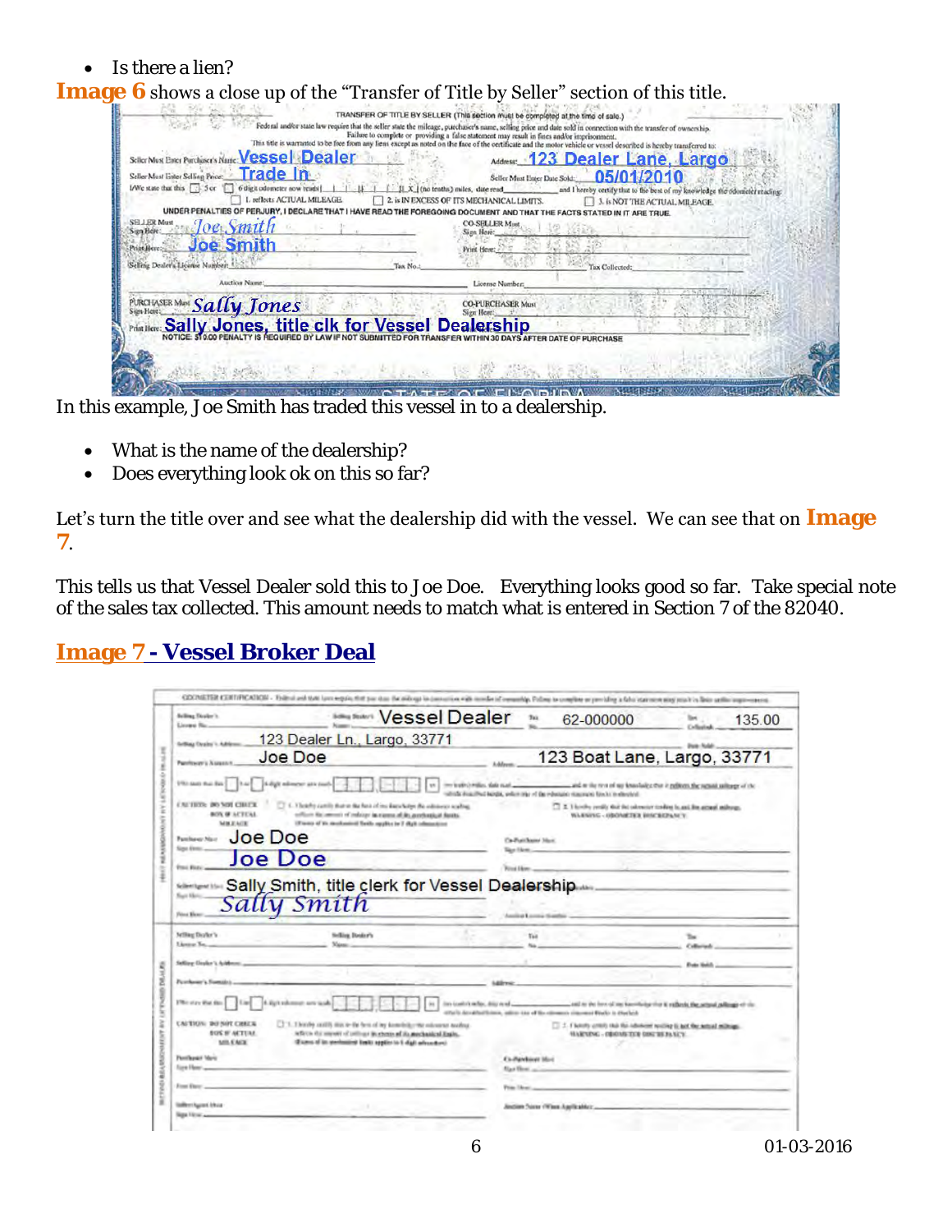- Is there a lien?

**Image 6** shows a close up of the "Transfer of Title by Seller" section of this title.

In this example, Joe Smith has traded this vessel in to a dealership.

- What is the name of the dealership?
- Does everything look ok on this so far?

Let's turn the title over and see what the dealership did with the vessel. We can see that on **Image 7**.

This tells us that Vessel Dealer sold this to Joe Doe. Everything looks good so far. Take special note of the sales tax collected. This amount needs to match what is entered in Section 7 of the 82040.

## Image 7 - Vessel Broker Deal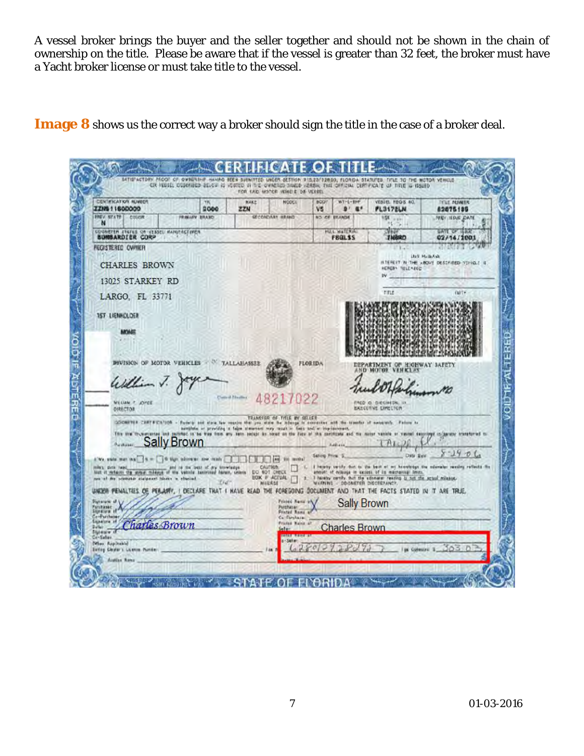A vessel broker brings the buyer and the seller together and should not be shown in the chain of ownership on the title. Please be aware that if the vessel is greater than 32 feet, the broker must have a Yacht broker license or must take title to the vessel.

**Image 8** shows us the correct way a broker should sign the title in the case of a broker deal.

CERTIFICATE OF TITLE

SATISFACTORY PROOF OF OWNERSHIP HAVING BEEN SUBMITTED UNDER SECTION 319.23/328.03, FLORIDA STATUTES, TITLE TO THE MOTOR VEHICLE OR VESSEL DESCRIBED BELOW IS VESTED IN THE OWNER(S) NAMED HEREIN. THIS OFFICIAL CERTIFICATE OF TITLE IS ISSUED FOR SAID MOTOR VEHICLE OR VESSEL.

| IDENTIFICATION NUMBER | YR | MAKE | MODEL | BODY | WT-L-BHP | VESSEL REGIS NO. | TITLE NUMBER |
| --- | --- | --- | --- | --- | --- | --- | --- |
| ZZN51160D000 | 2000 | ZZN | | VS | 8' 6" | FL3172LN | 83675199 |

| PREV STATE | COLOR | PRIMARY BRAND | SECONDARY BRAND | NO OF BRANDS | USE | PREV ISSUE DATE |
| --- | --- | --- | --- | --- | --- | --- |
| N | | | | | | |

| COUNTRY STATES OF VESSEL MANUFACTURER | HULL MATERIAL | PROP | DATE OF ISSUE |
| --- | --- | --- | --- |
| BOMBARDIER CORP | FBGLSS | INBRD | 02/14/2001 |

REGISTERED OWNER

CHARLES BROWN
13025 STARKEY RD
LARGO, FL 33771

1ST LIENHOLDER

NONE

1ST LIEN RELEASE: INTEREST IN THE ABOVE DESCRIBED VEHICLE IS HEREBY RELEASED BY ______ TITLE ______ DATE ______

DIVISION OF MOTOR VEHICLES — TALLAHASSEE FLORIDA

DEPARTMENT OF HIGHWAY SAFETY AND MOTOR VEHICLES

William T. Joyce
WILLIAM T. JOYCE
DIRECTOR

Control Number 48217022

Fred O. Dickinson, III
FRED O. DICKINSON, III
EXECUTIVE DIRECTOR

TRANSFER OF TITLE BY SELLER

ODOMETER CERTIFICATION – Federal and state law require that you state the mileage in connection with the transfer of ownership. Failure to complete or providing a false statement may result in fines and/or imprisonment.

This title is warranted and certified to be free from any liens except as noted on the face of this certificate and the motor vehicle or vessel described is hereby transferred to:

Purchaser: Sally Brown Address: Tampa, FL

Selling Price $ ______ Date Sold 8-24-06

UNDER PENALTIES OF PERJURY, I DECLARE THAT I HAVE READ THE FOREGOING DOCUMENT AND THAT THE FACTS STATED IN IT ARE TRUE.

Signature of Purchaser: X (signature) Printed Name of Purchaser: X Sally Brown

Signature of Seller: Charles Brown Printed Name of Seller: Charles Brown

Selling Dealer's License Number / Tax Number: 628012928293 Tax Collected $ 303.03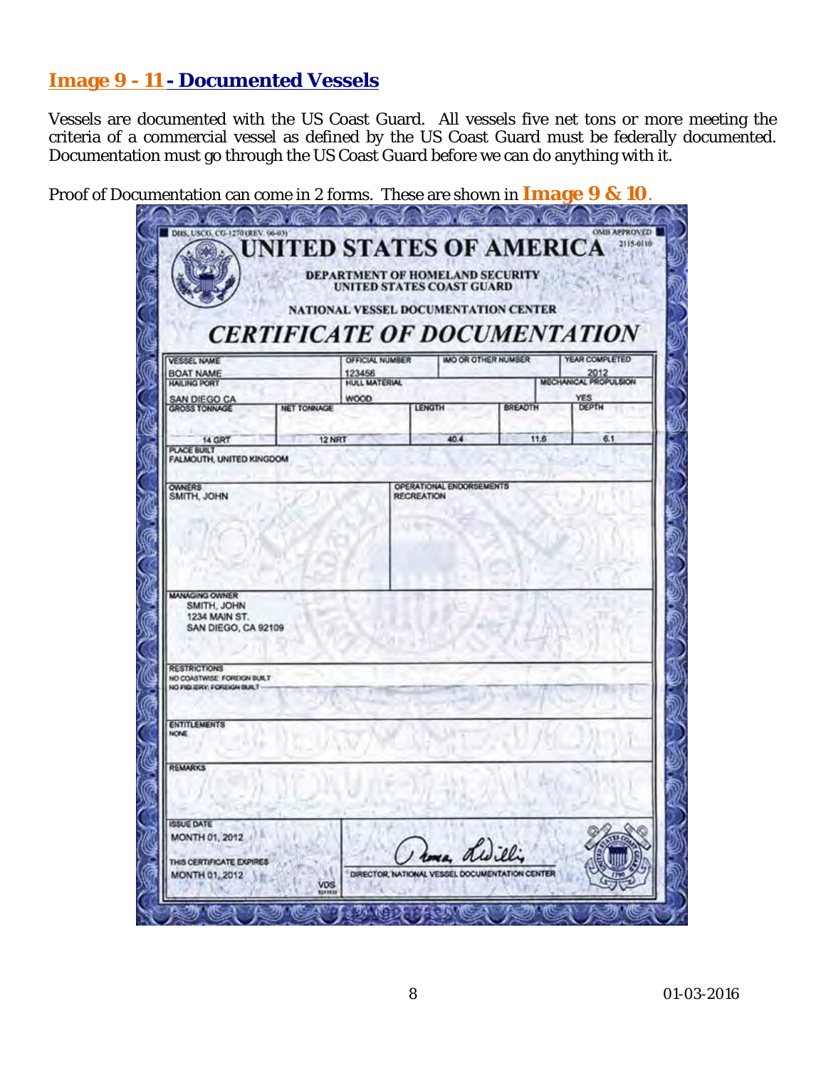## Image 9 - 11 - Documented Vessels

Vessels are documented with the US Coast Guard. All vessels five net tons or more meeting the criteria of a commercial vessel as defined by the US Coast Guard must be federally documented. Documentation must go through the US Coast Guard before we can do anything with it.

Proof of Documentation can come in 2 forms. These are shown in **Image 9 & 10**.

DHS, USCG, CG-1270 (REV. 06-03) OMB APPROVED 2115-0110

# UNITED STATES OF AMERICA

DEPARTMENT OF HOMELAND SECURITY
UNITED STATES COAST GUARD

NATIONAL VESSEL DOCUMENTATION CENTER

## CERTIFICATE OF DOCUMENTATION

| VESSEL NAME | OFFICIAL NUMBER | IMO OR OTHER NUMBER | YEAR COMPLETED |
|---|---|---|---|
| BOAT NAME | 123456 | | 2012 |

| HAILING PORT | HULL MATERIAL | MECHANICAL PROPULSION |
|---|---|---|
| SAN DIEGO CA | WOOD | YES |

| GROSS TONNAGE | NET TONNAGE | LENGTH | BREADTH | DEPTH |
|---|---|---|---|---|
| 14 GRT | 12 NRT | 40.4 | 11.6 | 6.1 |

PLACE BUILT
FALMOUTH, UNITED KINGDOM

| OWNERS | OPERATIONAL ENDORSEMENTS |
|---|---|
| SMITH, JOHN | RECREATION |

MANAGING OWNER
SMITH, JOHN
1234 MAIN ST.
SAN DIEGO, CA 92109

RESTRICTIONS
NO COASTWISE: FOREIGN BUILT
NO FISHERY: FOREIGN BUILT

ENTITLEMENTS
NONE

REMARKS

ISSUE DATE
MONTH 01, 2012

THIS CERTIFICATE EXPIRES
MONTH 01, 2012

DIRECTOR, NATIONAL VESSEL DOCUMENTATION CENTER

VDS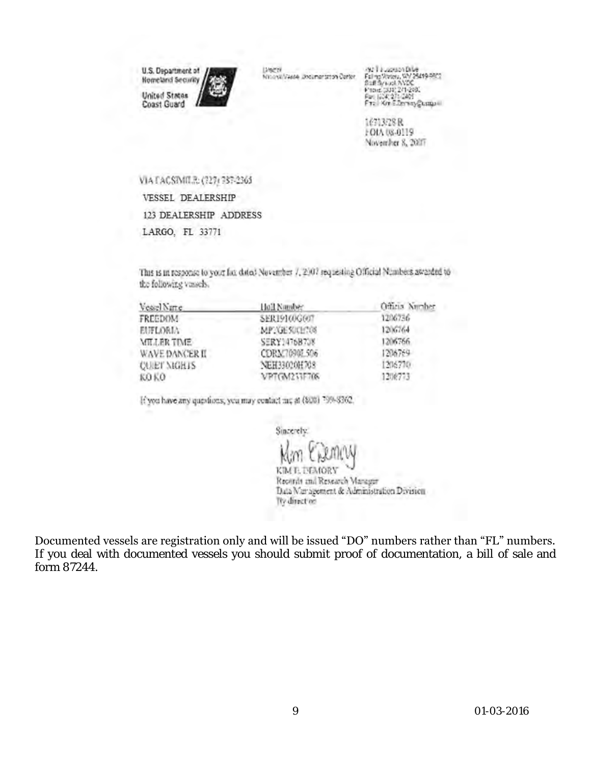U.S. Department of Homeland Security

United States Coast Guard

Director
National Vessel Documentation Center

792 T J Jackson Drive
Falling Waters, WV 25419-9502
Staff Symbol: NVDC
Phone: (304) 271-2400
Fax: (304) 271-2405
Email: Kim.E.Demory@uscg.mil

16713/28 R
FOIA 08-0119
November 8, 2007

VIA FACSIMILE: (727) 787-2365

VESSEL DEALERSHIP

123 DEALERSHIP ADDRESS

LARGO, FL 33771

This is in response to your fax dated November 7, 2007 requesting Official Numbers awarded to the following vessels.

| Vessel Name | Hull Number | Official Number |
| --- | --- | --- |
| FREEDOM | SER19100G007 | 1206736 |
| EUFLORIA | MPXGE500H708 | 1206764 |
| MILLER TIME | SERY1476B708 | 1206766 |
| WAVE DANCER II | CDRX7090L506 | 1206769 |
| QUIET NIGHTS | NEH33020H708 | 1206770 |
| KO KO | VPTGM233F706 | 1206773 |

If you have any questions, you may contact me at (800) 799-8362.

Sincerely,

KIM E. DEMORY
Records and Research Manager
Data Management & Administration Division
By direction

Documented vessels are registration only and will be issued "DO" numbers rather than "FL" numbers. If you deal with documented vessels you should submit proof of documentation, a bill of sale and form 87244.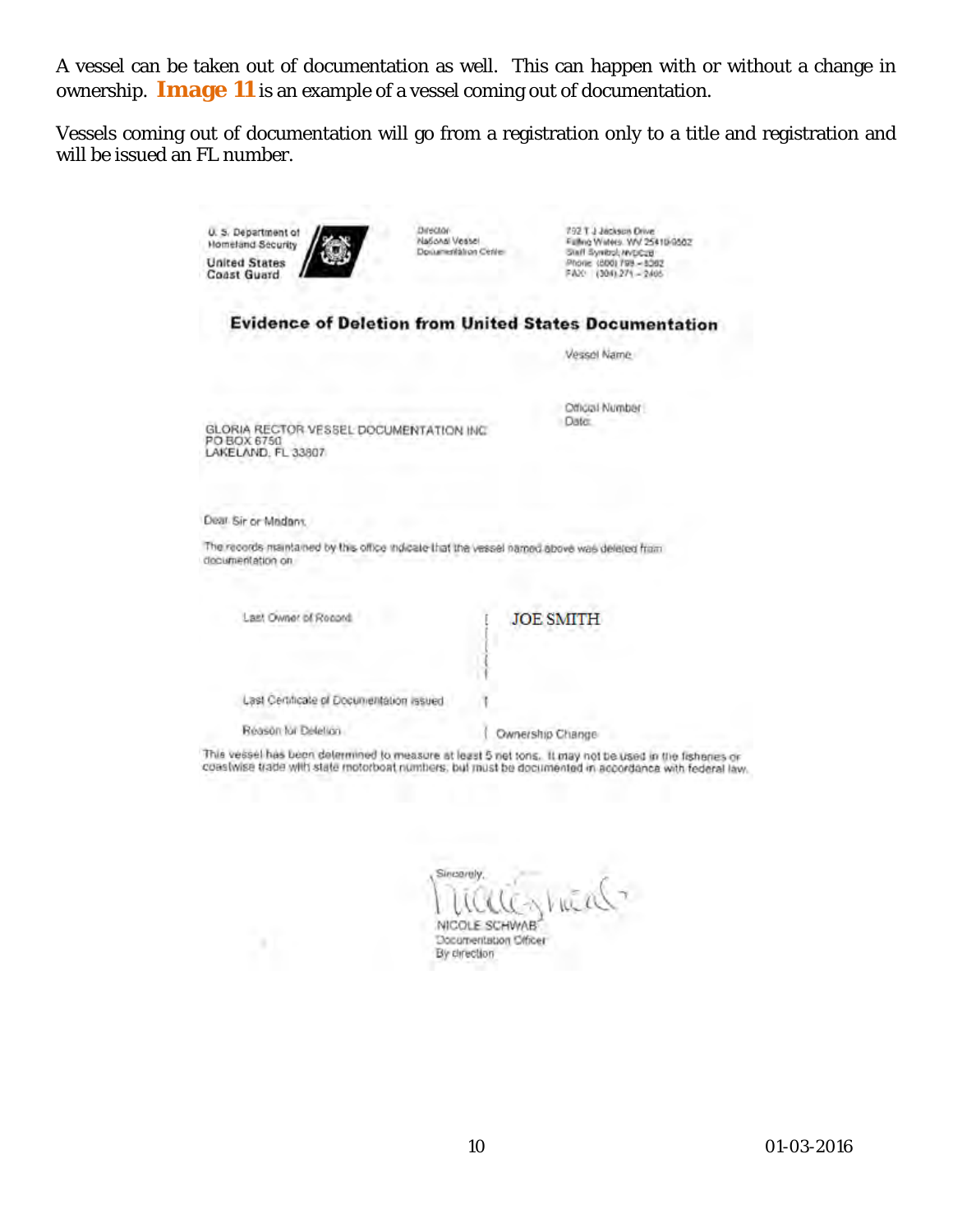A vessel can be taken out of documentation as well. This can happen with or without a change in ownership. **Image 11** is an example of a vessel coming out of documentation.

Vessels coming out of documentation will go from a registration only to a title and registration and will be issued an FL number.

U. S. Department of Homeland Security
United States Coast Guard

Director
National Vessel Documentation Center

792 T J Jackson Drive
Falling Waters, WV 25419-9502
Staff Symbol: NVDC2B
Phone: (800) 799 – 8362
FAX: (304) 271 – 2405

**Evidence of Deletion from United States Documentation**

Vessel Name:

Official Number:
Date:

GLORIA RECTOR VESSEL DOCUMENTATION INC
PO BOX 6750
LAKELAND, FL 33807

Dear Sir or Madam,

The records maintained by this office indicate that the vessel named above was deleted from documentation on

| | |
|---|---|
| Last Owner of Record | JOE SMITH |
| Last Certificate of Documentation issued | |
| Reason for Deletion | Ownership Change |

This vessel has been determined to measure at least 5 net tons. It may not be used in the fisheries or coastwise trade with state motorboat numbers, but must be documented in accordance with federal law.

Sincerely,

NICOLE SCHWAB
Documentation Officer
By direction

01-03-2016